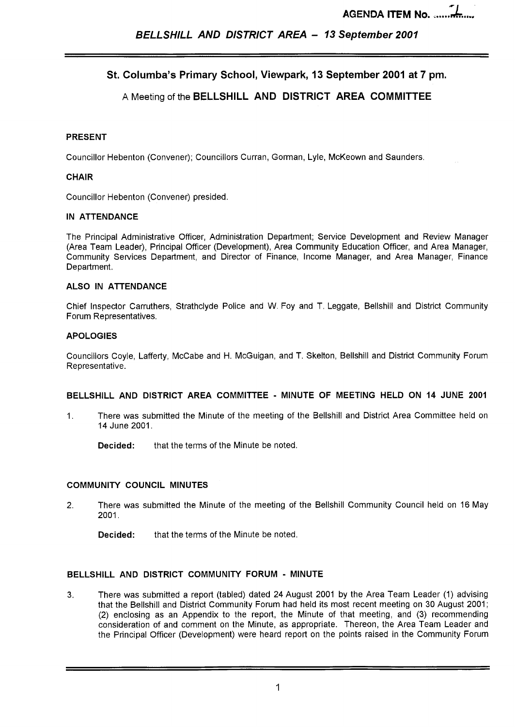AGENDA ITEM No. ......1......

*BELLSHILL AND DISTRICT AREA – 13 September 2001*

## St. Columba's Primary School, Viewpark, 13 September 2001 at 7 pm.

### A Meeting of the BELLSHILL AND DISTRICT AREA COMMITTEE

**PRESENT**

Councillor Hebenton (Convener); Councillors Curran, Gorman, Lyle, McKeown and Saunders.

**CHAIR**

Councillor Hebenton (Convener) presided.

**IN ATTENDANCE**

The Principal Administrative Officer, Administration Department; Service Development and Review Manager (Area Team Leader), Principal Officer (Development), Area Community Education Officer, and Area Manager, Community Services Department, and Director of Finance, Income Manager, and Area Manager, Finance Department.

**ALSO IN ATTENDANCE**

Chief Inspector Carruthers, Strathclyde Police and W. Foy and T. Leggate, Bellshill and District Community Forum Representatives.

**APOLOGIES**

Councillors Coyle, Lafferty, McCabe and H. McGuigan, and T. Skelton, Bellshill and District Community Forum Representative.

**BELLSHILL AND DISTRICT AREA COMMITTEE - MINUTE OF MEETING HELD ON 14 JUNE 2001**

1. There was submitted the Minute of the meeting of the Bellshill and District Area Committee held on 14 June 2001.

   **Decided:** that the terms of the Minute be noted.

**COMMUNITY COUNCIL MINUTES**

2. There was submitted the Minute of the meeting of the Bellshill Community Council held on 16 May 2001.

   **Decided:** that the terms of the Minute be noted.

**BELLSHILL AND DISTRICT COMMUNITY FORUM - MINUTE**

3. There was submitted a report (tabled) dated 24 August 2001 by the Area Team Leader (1) advising that the Bellshill and District Community Forum had held its most recent meeting on 30 August 2001; (2) enclosing as an Appendix to the report, the Minute of that meeting, and (3) recommending consideration of and comment on the Minute, as appropriate. Thereon, the Area Team Leader and the Principal Officer (Development) were heard report on the points raised in the Community Forum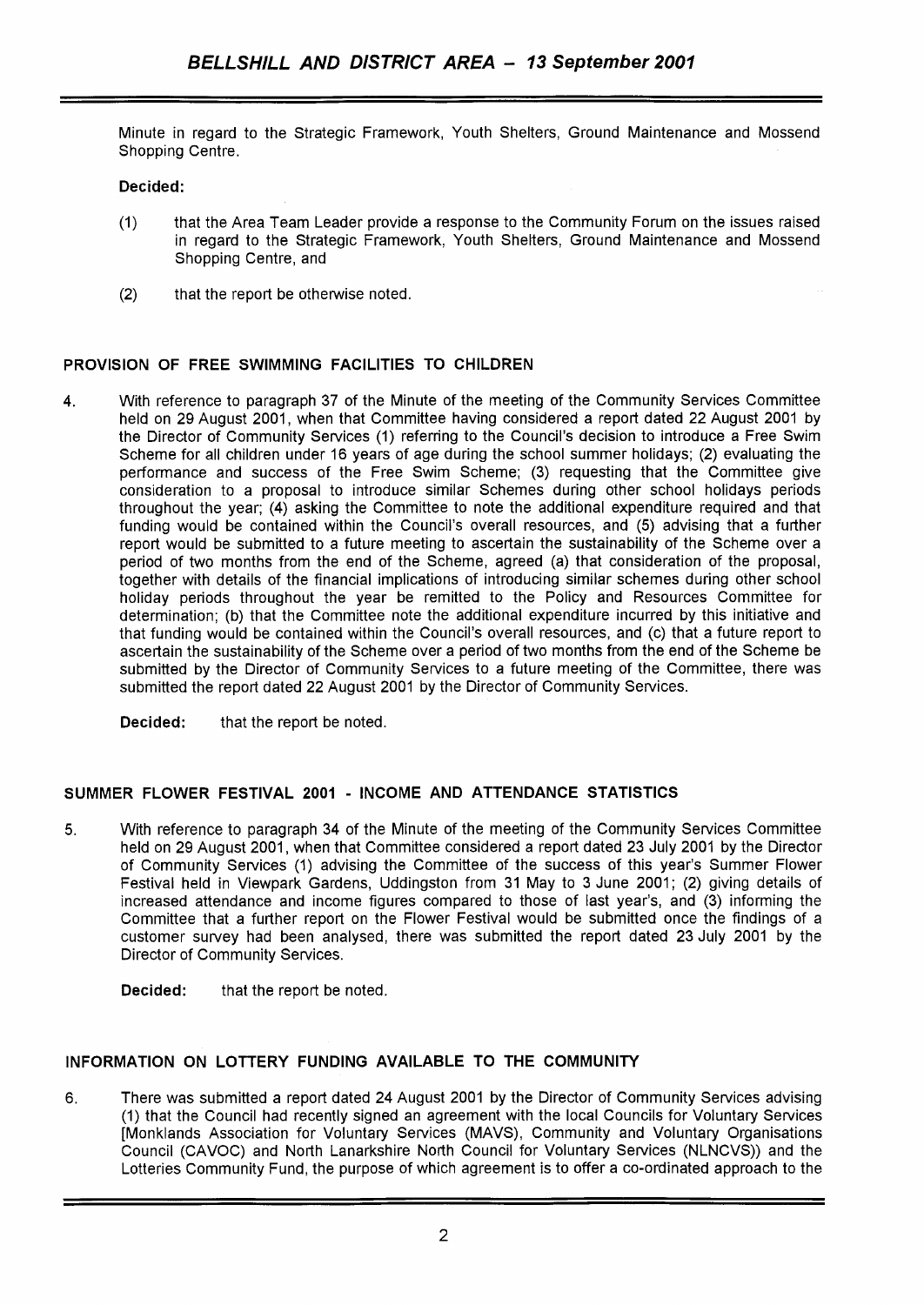Minute in regard to the Strategic Framework, Youth Shelters, Ground Maintenance and Mossend Shopping Centre.

**Decided:**

(1) that the Area Team Leader provide a response to the Community Forum on the issues raised in regard to the Strategic Framework, Youth Shelters, Ground Maintenance and Mossend Shopping Centre, and

(2) that the report be otherwise noted.

## PROVISION OF FREE SWIMMING FACILITIES TO CHILDREN

4. With reference to paragraph 37 of the Minute of the meeting of the Community Services Committee held on 29 August 2001, when that Committee having considered a report dated 22 August 2001 by the Director of Community Services (1) referring to the Council's decision to introduce a Free Swim Scheme for all children under 16 years of age during the school summer holidays; (2) evaluating the performance and success of the Free Swim Scheme; (3) requesting that the Committee give consideration to a proposal to introduce similar Schemes during other school holidays periods throughout the year; (4) asking the Committee to note the additional expenditure required and that funding would be contained within the Council's overall resources, and (5) advising that a further report would be submitted to a future meeting to ascertain the sustainability of the Scheme over a period of two months from the end of the Scheme, agreed (a) that consideration of the proposal, together with details of the financial implications of introducing similar schemes during other school holiday periods throughout the year be remitted to the Policy and Resources Committee for determination; (b) that the Committee note the additional expenditure incurred by this initiative and that funding would be contained within the Council's overall resources, and (c) that a future report to ascertain the sustainability of the Scheme over a period of two months from the end of the Scheme be submitted by the Director of Community Services to a future meeting of the Committee, there was submitted the report dated 22 August 2001 by the Director of Community Services.

**Decided:** that the report be noted.

## SUMMER FLOWER FESTIVAL 2001 - INCOME AND ATTENDANCE STATISTICS

5. With reference to paragraph 34 of the Minute of the meeting of the Community Services Committee held on 29 August 2001, when that Committee considered a report dated 23 July 2001 by the Director of Community Services (1) advising the Committee of the success of this year's Summer Flower Festival held in Viewpark Gardens, Uddingston from 31 May to 3 June 2001; (2) giving details of increased attendance and income figures compared to those of last year's, and (3) informing the Committee that a further report on the Flower Festival would be submitted once the findings of a customer survey had been analysed, there was submitted the report dated 23 July 2001 by the Director of Community Services.

**Decided:** that the report be noted.

## INFORMATION ON LOTTERY FUNDING AVAILABLE TO THE COMMUNITY

6. There was submitted a report dated 24 August 2001 by the Director of Community Services advising (1) that the Council had recently signed an agreement with the local Councils for Voluntary Services [Monklands Association for Voluntary Services (MAVS), Community and Voluntary Organisations Council (CAVOC) and North Lanarkshire North Council for Voluntary Services (NLNCVS)) and the Lotteries Community Fund, the purpose of which agreement is to offer a co-ordinated approach to the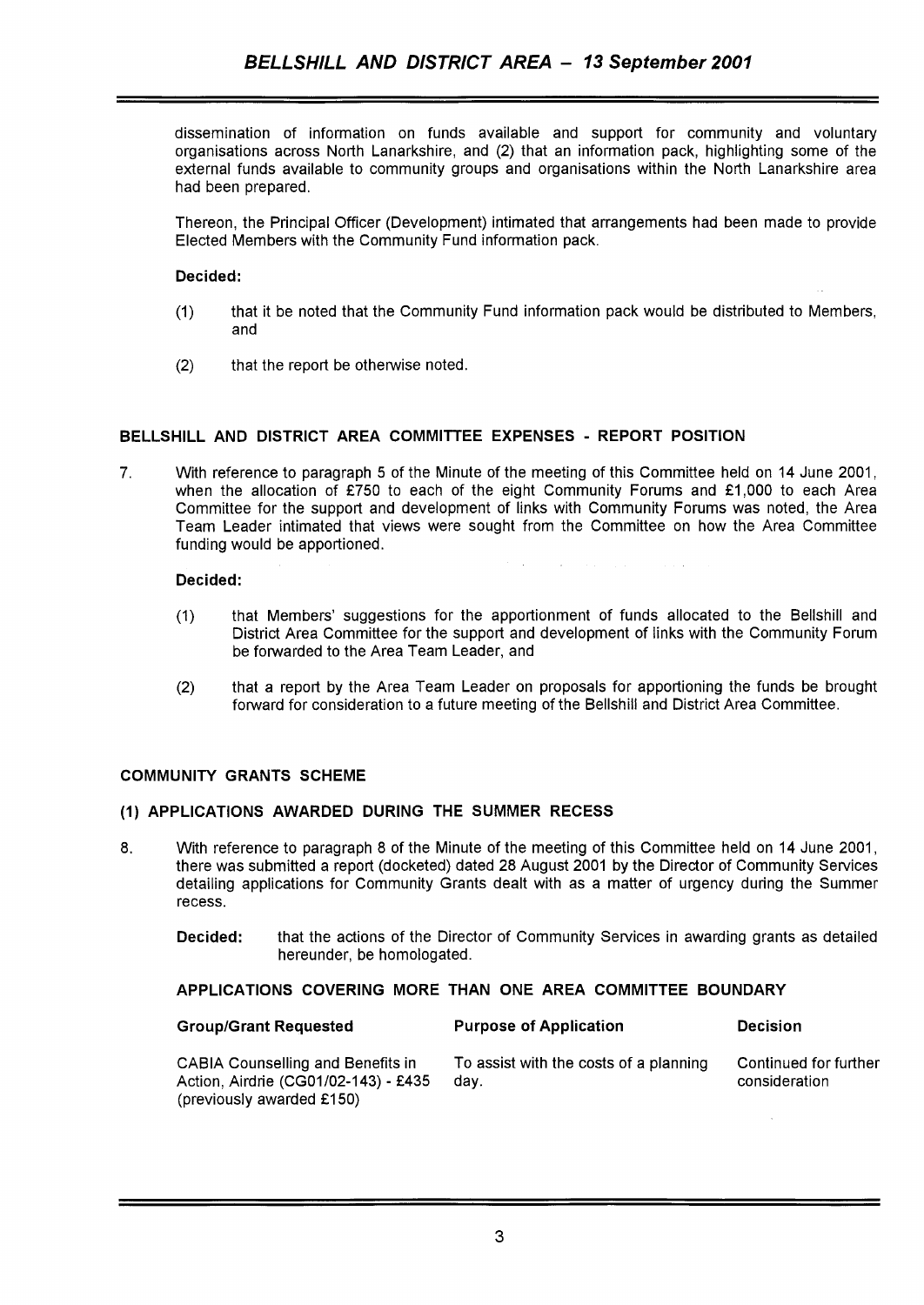dissemination of information on funds available and support for community and voluntary organisations across North Lanarkshire, and (2) that an information pack, highlighting some of the external funds available to community groups and organisations within the North Lanarkshire area had been prepared.

Thereon, the Principal Officer (Development) intimated that arrangements had been made to provide Elected Members with the Community Fund information pack.

**Decided:**

(1) that it be noted that the Community Fund information pack would be distributed to Members, and

(2) that the report be otherwise noted.

**BELLSHILL AND DISTRICT AREA COMMITTEE EXPENSES - REPORT POSITION**

7. With reference to paragraph 5 of the Minute of the meeting of this Committee held on 14 June 2001, when the allocation of £750 to each of the eight Community Forums and £1,000 to each Area Committee for the support and development of links with Community Forums was noted, the Area Team Leader intimated that views were sought from the Committee on how the Area Committee funding would be apportioned.

**Decided:**

(1) that Members' suggestions for the apportionment of funds allocated to the Bellshill and District Area Committee for the support and development of links with the Community Forum be forwarded to the Area Team Leader, and

(2) that a report by the Area Team Leader on proposals for apportioning the funds be brought forward for consideration to a future meeting of the Bellshill and District Area Committee.

**COMMUNITY GRANTS SCHEME**

**(1) APPLICATIONS AWARDED DURING THE SUMMER RECESS**

8. With reference to paragraph 8 of the Minute of the meeting of this Committee held on 14 June 2001, there was submitted a report (docketed) dated 28 August 2001 by the Director of Community Services detailing applications for Community Grants dealt with as a matter of urgency during the Summer recess.

**Decided:** that the actions of the Director of Community Services in awarding grants as detailed hereunder, be homologated.

**APPLICATIONS COVERING MORE THAN ONE AREA COMMITTEE BOUNDARY**

| Group/Grant Requested | Purpose of Application | Decision |
|---|---|---|
| CABIA Counselling and Benefits in Action, Airdrie (CG01/02-143) - £435 (previously awarded £150) | To assist with the costs of a planning day. | Continued for further consideration |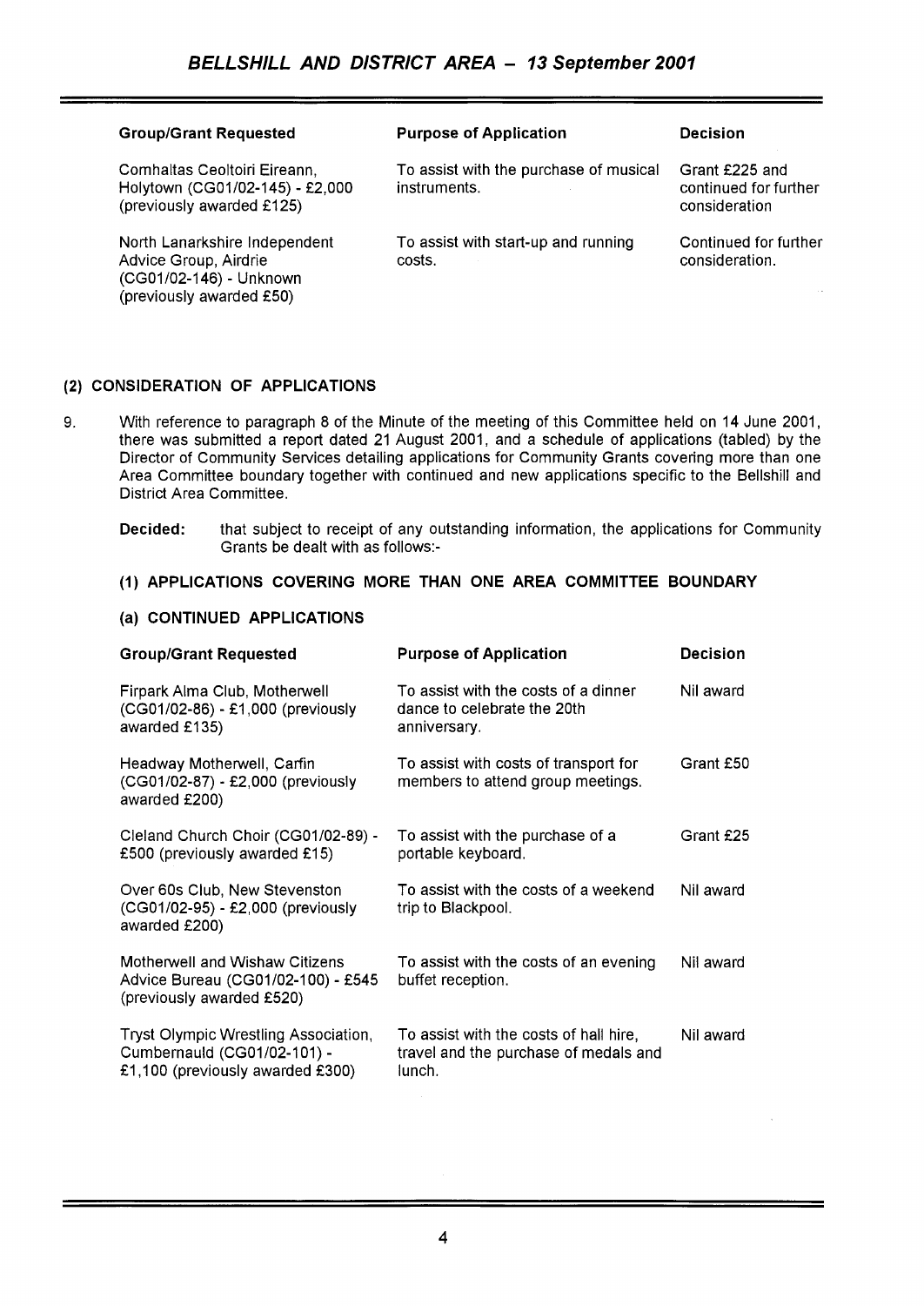| Group/Grant Requested | Purpose of Application | Decision |
|---|---|---|
| Comhaltas Ceoltoiri Eireann, Holytown (CG01/02-145) - £2,000 (previously awarded £125) | To assist with the purchase of musical instruments. | Grant £225 and continued for further consideration |
| North Lanarkshire Independent Advice Group, Airdrie (CG01/02-146) - Unknown (previously awarded £50) | To assist with start-up and running costs. | Continued for further consideration. |

**(2) CONSIDERATION OF APPLICATIONS**

9. With reference to paragraph 8 of the Minute of the meeting of this Committee held on 14 June 2001, there was submitted a report dated 21 August 2001, and a schedule of applications (tabled) by the Director of Community Services detailing applications for Community Grants covering more than one Area Committee boundary together with continued and new applications specific to the Bellshill and District Area Committee.

**Decided:** that subject to receipt of any outstanding information, the applications for Community Grants be dealt with as follows:-

**(1) APPLICATIONS COVERING MORE THAN ONE AREA COMMITTEE BOUNDARY**

**(a) CONTINUED APPLICATIONS**

| Group/Grant Requested | Purpose of Application | Decision |
|---|---|---|
| Firpark Alma Club, Motherwell (CG01/02-86) - £1,000 (previously awarded £135) | To assist with the costs of a dinner dance to celebrate the 20th anniversary. | Nil award |
| Headway Motherwell, Carfin (CG01/02-87) - £2,000 (previously awarded £200) | To assist with costs of transport for members to attend group meetings. | Grant £50 |
| Cleland Church Choir (CG01/02-89) - £500 (previously awarded £15) | To assist with the purchase of a portable keyboard. | Grant £25 |
| Over 60s Club, New Stevenston (CG01/02-95) - £2,000 (previously awarded £200) | To assist with the costs of a weekend trip to Blackpool. | Nil award |
| Motherwell and Wishaw Citizens Advice Bureau (CG01/02-100) - £545 (previously awarded £520) | To assist with the costs of an evening buffet reception. | Nil award |
| Tryst Olympic Wrestling Association, Cumbernauld (CG01/02-101) - £1,100 (previously awarded £300) | To assist with the costs of hall hire, travel and the purchase of medals and lunch. | Nil award |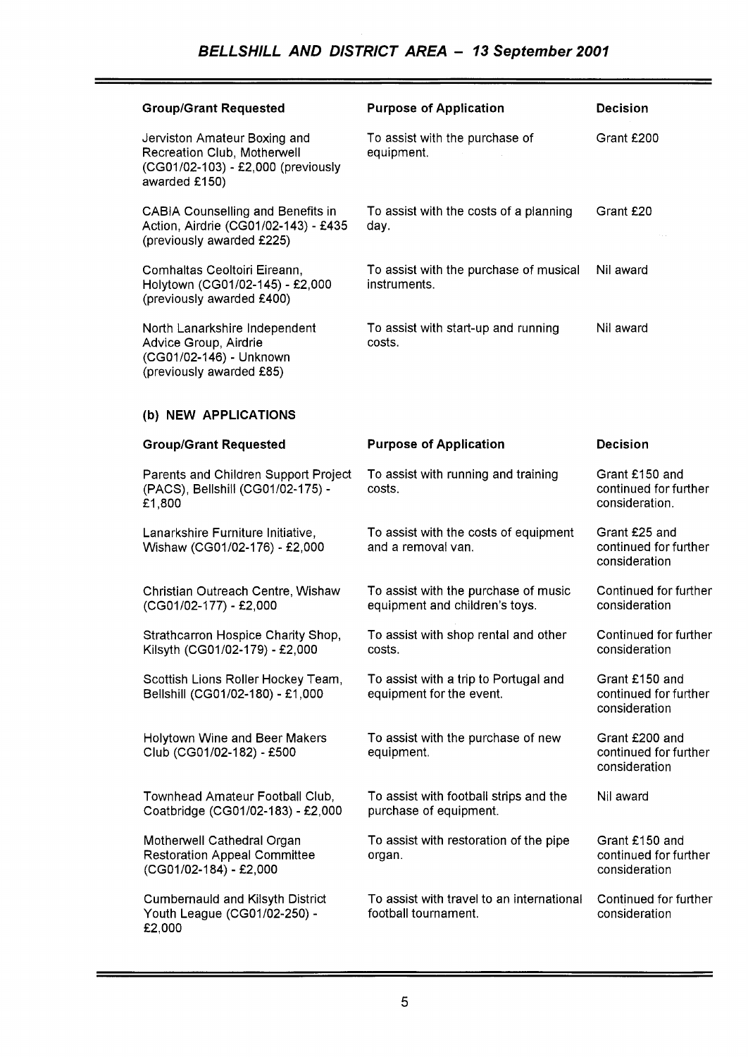| Group/Grant Requested | Purpose of Application | Decision |
|---|---|---|
| Jerviston Amateur Boxing and Recreation Club, Motherwell (CG01/02-103) - £2,000 (previously awarded £150) | To assist with the purchase of equipment. | Grant £200 |
| CABIA Counselling and Benefits in Action, Airdrie (CG01/02-143) - £435 (previously awarded £225) | To assist with the costs of a planning day. | Grant £20 |
| Comhaltas Ceoltoiri Eireann, Holytown (CG01/02-145) - £2,000 (previously awarded £400) | To assist with the purchase of musical instruments. | Nil award |
| North Lanarkshire Independent Advice Group, Airdrie (CG01/02-146) - Unknown (previously awarded £85) | To assist with start-up and running costs. | Nil award |

**(b) NEW APPLICATIONS**

| Group/Grant Requested | Purpose of Application | Decision |
|---|---|---|
| Parents and Children Support Project (PACS), Bellshill (CG01/02-175) - £1,800 | To assist with running and training costs. | Grant £150 and continued for further consideration. |
| Lanarkshire Furniture Initiative, Wishaw (CG01/02-176) - £2,000 | To assist with the costs of equipment and a removal van. | Grant £25 and continued for further consideration |
| Christian Outreach Centre, Wishaw (CG01/02-177) - £2,000 | To assist with the purchase of music equipment and children's toys. | Continued for further consideration |
| Strathcarron Hospice Charity Shop, Kilsyth (CG01/02-179) - £2,000 | To assist with shop rental and other costs. | Continued for further consideration |
| Scottish Lions Roller Hockey Team, Bellshill (CG01/02-180) - £1,000 | To assist with a trip to Portugal and equipment for the event. | Grant £150 and continued for further consideration |
| Holytown Wine and Beer Makers Club (CG01/02-182) - £500 | To assist with the purchase of new equipment. | Grant £200 and continued for further consideration |
| Townhead Amateur Football Club, Coatbridge (CG01/02-183) - £2,000 | To assist with football strips and the purchase of equipment. | Nil award |
| Motherwell Cathedral Organ Restoration Appeal Committee (CG01/02-184) - £2,000 | To assist with restoration of the pipe organ. | Grant £150 and continued for further consideration |
| Cumbernauld and Kilsyth District Youth League (CG01/02-250) - £2,000 | To assist with travel to an international football tournament. | Continued for further consideration |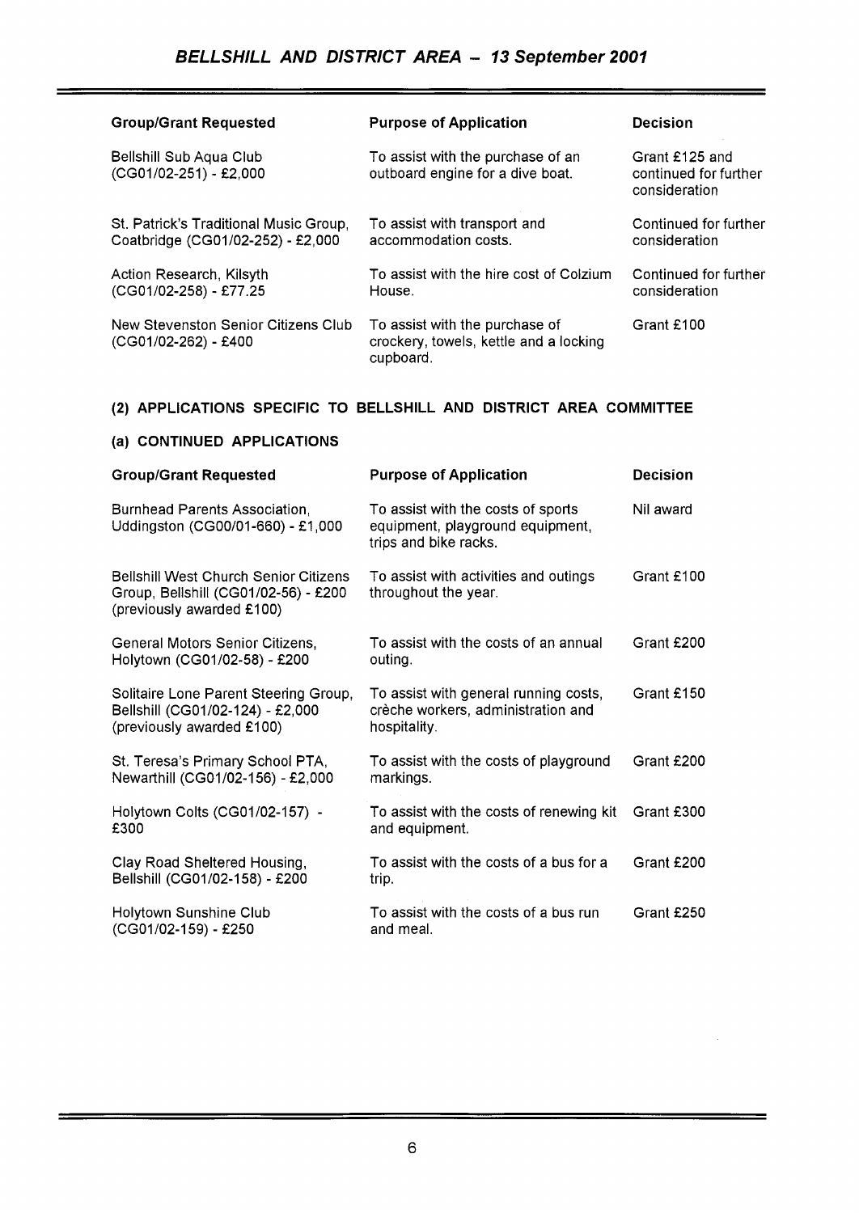| Group/Grant Requested | Purpose of Application | Decision |
|---|---|---|
| Bellshill Sub Aqua Club (CG01/02-251) - £2,000 | To assist with the purchase of an outboard engine for a dive boat. | Grant £125 and continued for further consideration |
| St. Patrick's Traditional Music Group, Coatbridge (CG01/02-252) - £2,000 | To assist with transport and accommodation costs. | Continued for further consideration |
| Action Research, Kilsyth (CG01/02-258) - £77.25 | To assist with the hire cost of Colzium House. | Continued for further consideration |
| New Stevenston Senior Citizens Club (CG01/02-262) - £400 | To assist with the purchase of crockery, towels, kettle and a locking cupboard. | Grant £100 |

### (2) APPLICATIONS SPECIFIC TO BELLSHILL AND DISTRICT AREA COMMITTEE

#### (a) CONTINUED APPLICATIONS

| Group/Grant Requested | Purpose of Application | Decision |
|---|---|---|
| Burnhead Parents Association, Uddingston (CG00/01-660) - £1,000 | To assist with the costs of sports equipment, playground equipment, trips and bike racks. | Nil award |
| Bellshill West Church Senior Citizens Group, Bellshill (CG01/02-56) - £200 (previously awarded £100) | To assist with activities and outings throughout the year. | Grant £100 |
| General Motors Senior Citizens, Holytown (CG01/02-58) - £200 | To assist with the costs of an annual outing. | Grant £200 |
| Solitaire Lone Parent Steering Group, Bellshill (CG01/02-124) - £2,000 (previously awarded £100) | To assist with general running costs, crèche workers, administration and hospitality. | Grant £150 |
| St. Teresa's Primary School PTA, Newarthill (CG01/02-156) - £2,000 | To assist with the costs of playground markings. | Grant £200 |
| Holytown Colts (CG01/02-157) - £300 | To assist with the costs of renewing kit and equipment. | Grant £300 |
| Clay Road Sheltered Housing, Bellshill (CG01/02-158) - £200 | To assist with the costs of a bus for a trip. | Grant £200 |
| Holytown Sunshine Club (CG01/02-159) - £250 | To assist with the costs of a bus run and meal. | Grant £250 |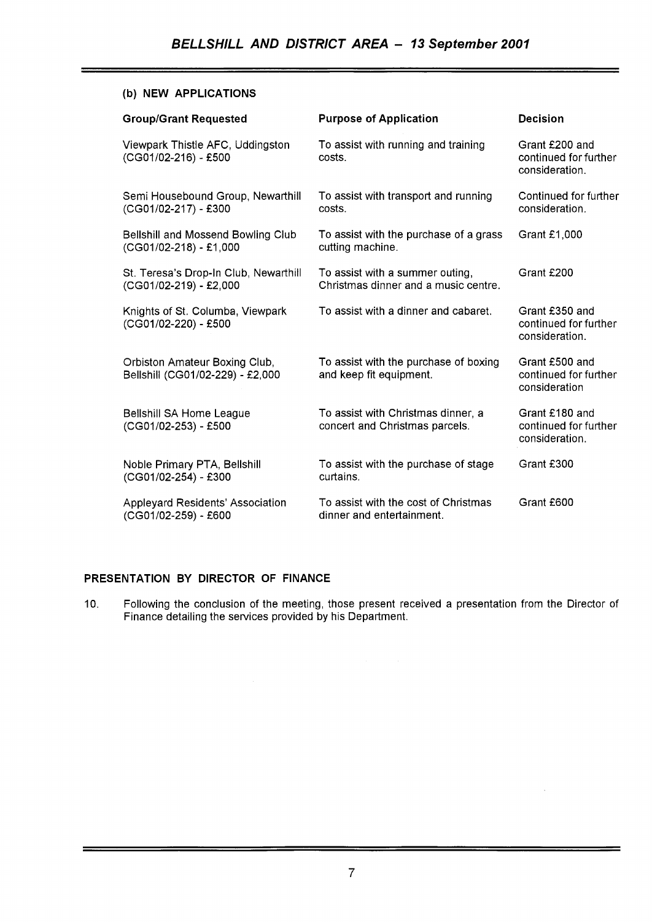### (b) NEW APPLICATIONS

| Group/Grant Requested | Purpose of Application | Decision |
|---|---|---|
| Viewpark Thistle AFC, Uddingston (CG01/02-216) - £500 | To assist with running and training costs. | Grant £200 and continued for further consideration. |
| Semi Housebound Group, Newarthill (CG01/02-217) - £300 | To assist with transport and running costs. | Continued for further consideration. |
| Bellshill and Mossend Bowling Club (CG01/02-218) - £1,000 | To assist with the purchase of a grass cutting machine. | Grant £1,000 |
| St. Teresa's Drop-In Club, Newarthill (CG01/02-219) - £2,000 | To assist with a summer outing, Christmas dinner and a music centre. | Grant £200 |
| Knights of St. Columba, Viewpark (CG01/02-220) - £500 | To assist with a dinner and cabaret. | Grant £350 and continued for further consideration. |
| Orbiston Amateur Boxing Club, Bellshill (CG01/02-229) - £2,000 | To assist with the purchase of boxing and keep fit equipment. | Grant £500 and continued for further consideration |
| Bellshill SA Home League (CG01/02-253) - £500 | To assist with Christmas dinner, a concert and Christmas parcels. | Grant £180 and continued for further consideration. |
| Noble Primary PTA, Bellshill (CG01/02-254) - £300 | To assist with the purchase of stage curtains. | Grant £300 |
| Appleyard Residents' Association (CG01/02-259) - £600 | To assist with the cost of Christmas dinner and entertainment. | Grant £600 |

## PRESENTATION BY DIRECTOR OF FINANCE

10. Following the conclusion of the meeting, those present received a presentation from the Director of Finance detailing the services provided by his Department.